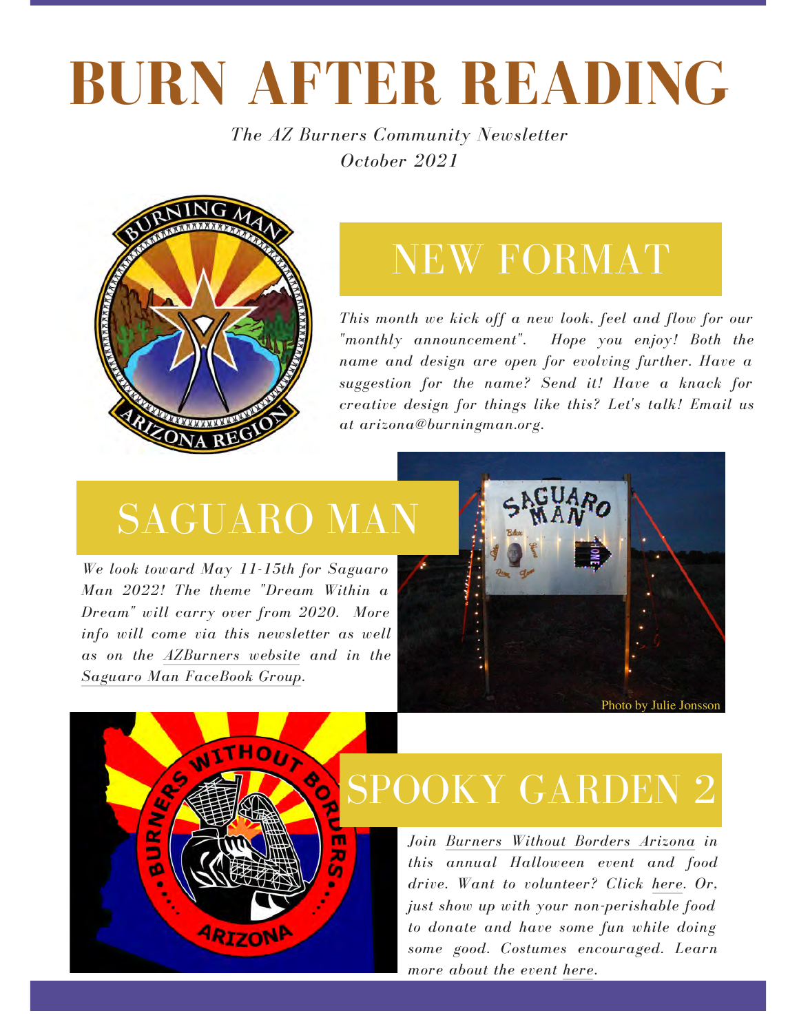# BURN AFTER READING

*The AZ Burners Community Newsletter*
*October 2021*

## NEW FORMAT

*This month we kick off a new look, feel and flow for our "monthly announcement". Hope you enjoy! Both the name and design are open for evolving further. Have a suggestion for the name? Send it! Have a knack for creative design for things like this? Let's talk! Email us at arizona@burningman.org.*

## SAGUARO MAN

*We look toward May 11-15th for Saguaro Man 2022! The theme "Dream Within a Dream" will carry over from 2020. More info will come via this newsletter as well as on the AZBurners website and in the Saguaro Man FaceBook Group.*

Photo by Julie Jonsson

## SPOOKY GARDEN 2

*Join Burners Without Borders Arizona in this annual Halloween event and food drive. Want to volunteer? Click here. Or, just show up with your non-perishable food to donate and have some fun while doing some good. Costumes encouraged. Learn more about the event here.*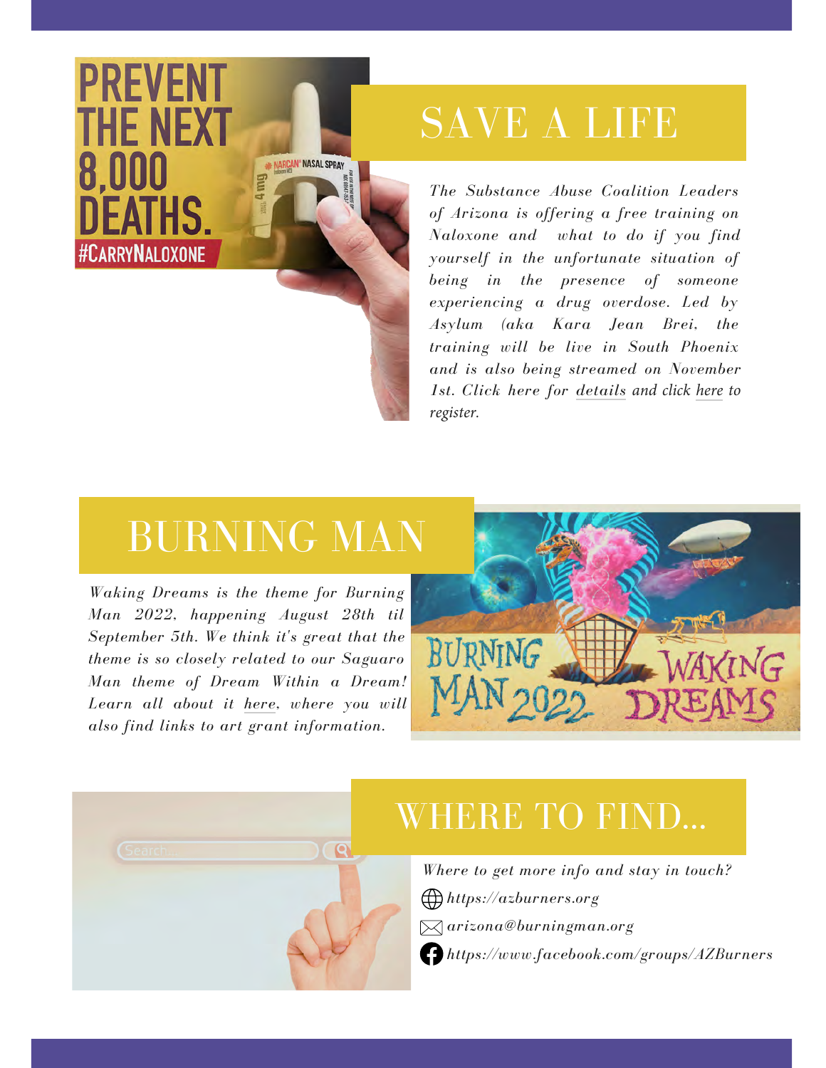## SAVE A LIFE

*The Substance Abuse Coalition Leaders of Arizona is offering a free training on Naloxone and what to do if you find yourself in the unfortunate situation of being in the presence of someone experiencing a drug overdose. Led by Asylum (aka Kara Jean Brei, the training will be live in South Phoenix and is also being streamed on November 1st. Click here for details and click here to register.*

## BURNING MAN

*Waking Dreams is the theme for Burning Man 2022, happening August 28th til September 5th. We think it's great that the theme is so closely related to our Saguaro Man theme of Dream Within a Dream! Learn all about it here, where you will also find links to art grant information.*

## WHERE TO FIND...

*Where to get more info and stay in touch?*

*https://azburners.org*

*arizona@burningman.org*

*https://www.facebook.com/groups/AZBurners*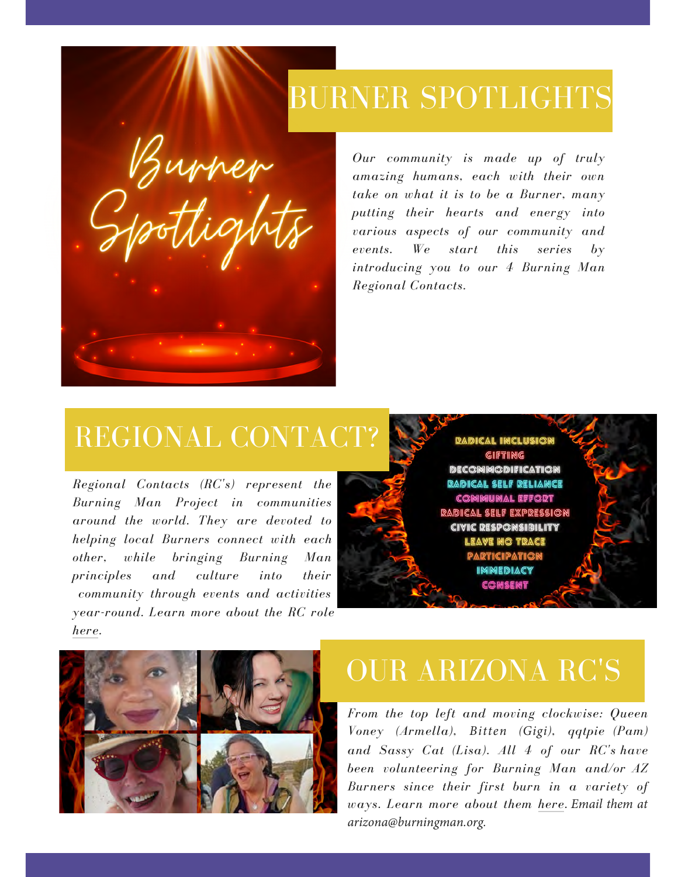# BURNER SPOTLIGHTS

*Our community is made up of truly amazing humans, each with their own take on what it is to be a Burner, many putting their hearts and energy into various aspects of our community and events. We start this series by introducing you to our 4 Burning Man Regional Contacts.*

## REGIONAL CONTACT?

*Regional Contacts (RC's) represent the Burning Man Project in communities around the world. They are devoted to helping local Burners connect with each other, while bringing Burning Man principles and culture into their community through events and activities year-round. Learn more about the RC role here.*

## OUR ARIZONA RC'S

*From the top left and moving clockwise: Queen Voney (Armella), Bitten (Gigi), qqtpie (Pam) and Sassy Cat (Lisa). All 4 of our RC's have been volunteering for Burning Man and/or AZ Burners since their first burn in a variety of ways. Learn more about them here. Email them at arizona@burningman.org.*